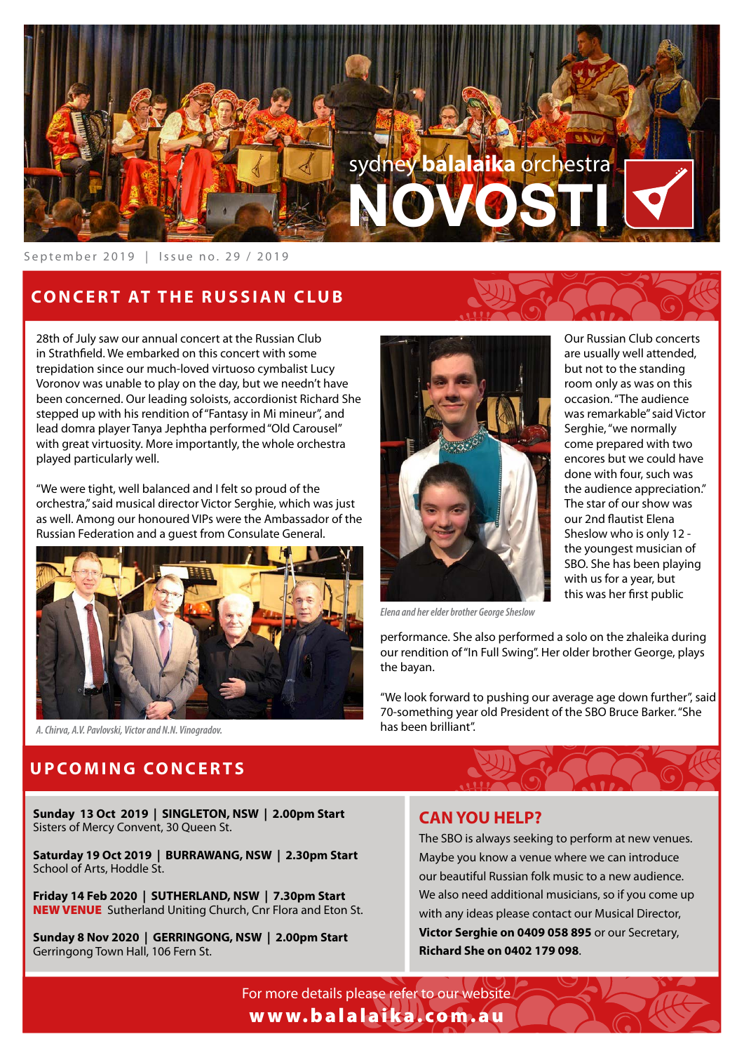# sydney balalaika orchestra NOVOSTI

September 2019 | Issue no. 29 / 2019

## CONCERT AT THE RUSSIAN CLUB

28th of July saw our annual concert at the Russian Club in Strathfield. We embarked on this concert with some trepidation since our much-loved virtuoso cymbalist Lucy Voronov was unable to play on the day, but we needn't have been concerned. Our leading soloists, accordionist Richard She stepped up with his rendition of "Fantasy in Mi mineur", and lead domra player Tanya Jephtha performed "Old Carousel" with great virtuosity. More importantly, the whole orchestra played particularly well.

"We were tight, well balanced and I felt so proud of the orchestra," said musical director Victor Serghie, which was just as well. Among our honoured VIPs were the Ambassador of the Russian Federation and a guest from Consulate General.

*A. Chirva, A.V. Pavlovski, Victor and N.N. Vinogradov.*

*Elena and her elder brother George Sheslow*

Our Russian Club concerts are usually well attended, but not to the standing room only as was on this occasion. "The audience was remarkable" said Victor Serghie, "we normally come prepared with two encores but we could have done with four, such was the audience appreciation." The star of our show was our 2nd flautist Elena Sheslow who is only 12 - the youngest musician of SBO. She has been playing with us for a year, but this was her first public performance. She also performed a solo on the zhaleika during our rendition of "In Full Swing". Her older brother George, plays the bayan.

"We look forward to pushing our average age down further", said 70-something year old President of the SBO Bruce Barker. "She has been brilliant".

## UPCOMING CONCERTS

**Sunday 13 Oct 2019 | SINGLETON, NSW | 2.00pm Start**
Sisters of Mercy Convent, 30 Queen St.

**Saturday 19 Oct 2019 | BURRAWANG, NSW | 2.30pm Start**
School of Arts, Hoddle St.

**Friday 14 Feb 2020 | SUTHERLAND, NSW | 7.30pm Start**
**NEW VENUE** Sutherland Uniting Church, Cnr Flora and Eton St.

**Sunday 8 Nov 2020 | GERRINGONG, NSW | 2.00pm Start**
Gerringong Town Hall, 106 Fern St.

## CAN YOU HELP?

The SBO is always seeking to perform at new venues. Maybe you know a venue where we can introduce our beautiful Russian folk music to a new audience. We also need additional musicians, so if you come up with any ideas please contact our Musical Director, **Victor Serghie on 0409 058 895** or our Secretary, **Richard She on 0402 179 098**.

For more details please refer to our website
**www.balalaika.com.au**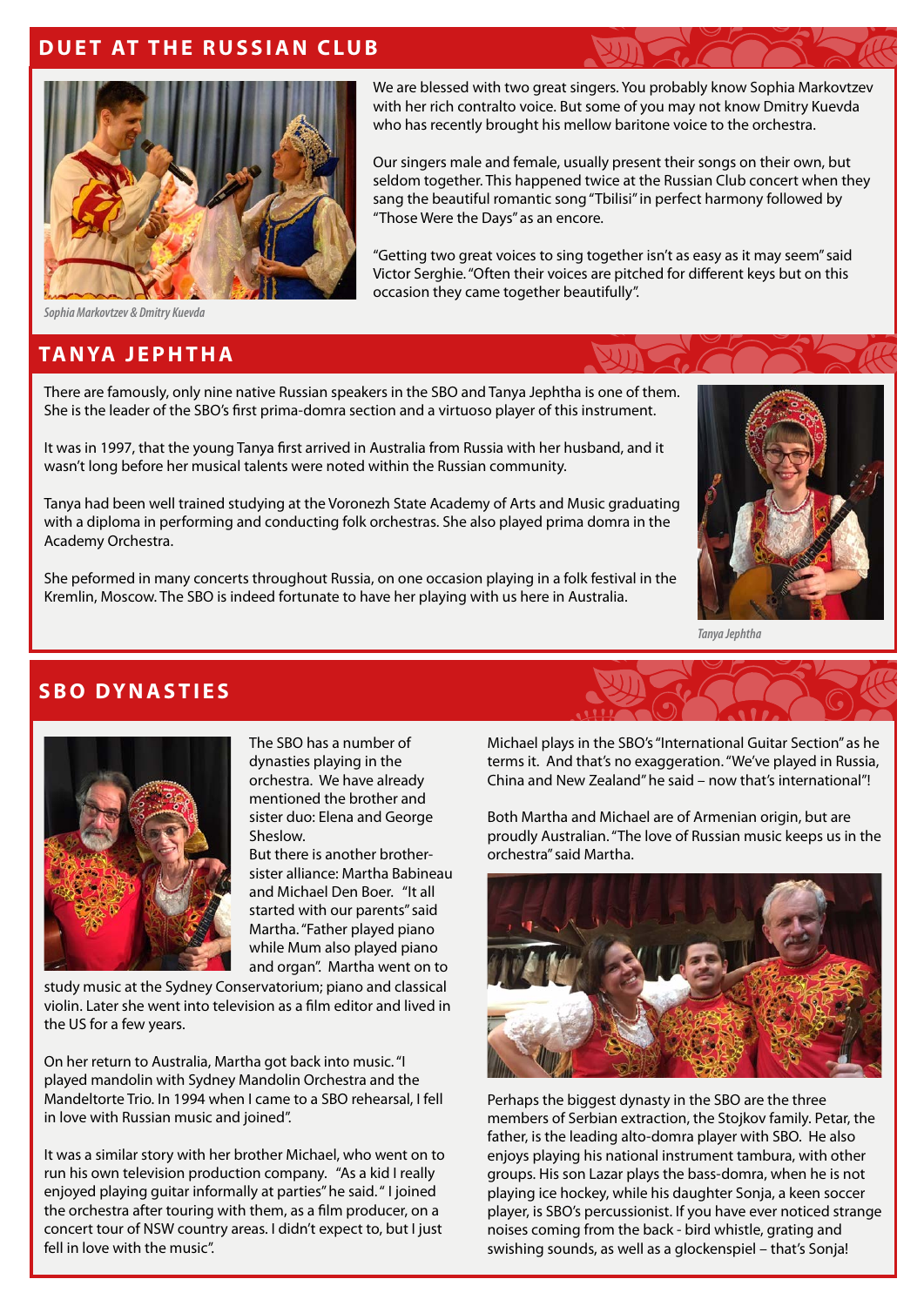## DUET AT THE RUSSIAN CLUB

*Sophia Markovtzev & Dmitry Kuevda*

We are blessed with two great singers. You probably know Sophia Markovtzev with her rich contralto voice. But some of you may not know Dmitry Kuevda who has recently brought his mellow baritone voice to the orchestra.

Our singers male and female, usually present their songs on their own, but seldom together. This happened twice at the Russian Club concert when they sang the beautiful romantic song "Tbilisi" in perfect harmony followed by "Those Were the Days" as an encore.

"Getting two great voices to sing together isn't as easy as it may seem" said Victor Serghie. "Often their voices are pitched for different keys but on this occasion they came together beautifully".

## TANYA JEPHTHA

There are famously, only nine native Russian speakers in the SBO and Tanya Jephtha is one of them. She is the leader of the SBO's first prima-domra section and a virtuoso player of this instrument.

It was in 1997, that the young Tanya first arrived in Australia from Russia with her husband, and it wasn't long before her musical talents were noted within the Russian community.

Tanya had been well trained studying at the Voronezh State Academy of Arts and Music graduating with a diploma in performing and conducting folk orchestras. She also played prima domra in the Academy Orchestra.

She peformed in many concerts throughout Russia, on one occasion playing in a folk festival in the Kremlin, Moscow. The SBO is indeed fortunate to have her playing with us here in Australia.

*Tanya Jephtha*

## SBO DYNASTIES

The SBO has a number of dynasties playing in the orchestra. We have already mentioned the brother and sister duo: Elena and George Sheslow.

But there is another brother-sister alliance: Martha Babineau and Michael Den Boer. "It all started with our parents" said Martha. "Father played piano while Mum also played piano and organ". Martha went on to study music at the Sydney Conservatorium; piano and classical violin. Later she went into television as a film editor and lived in the US for a few years.

On her return to Australia, Martha got back into music. "I played mandolin with Sydney Mandolin Orchestra and the Mandeltorte Trio. In 1994 when I came to a SBO rehearsal, I fell in love with Russian music and joined".

It was a similar story with her brother Michael, who went on to run his own television production company. "As a kid I really enjoyed playing guitar informally at parties" he said. " I joined the orchestra after touring with them, as a film producer, on a concert tour of NSW country areas. I didn't expect to, but I just fell in love with the music".

Michael plays in the SBO's "International Guitar Section" as he terms it. And that's no exaggeration. "We've played in Russia, China and New Zealand" he said – now that's international"!

Both Martha and Michael are of Armenian origin, but are proudly Australian. "The love of Russian music keeps us in the orchestra" said Martha.

Perhaps the biggest dynasty in the SBO are the three members of Serbian extraction, the Stojkov family. Petar, the father, is the leading alto-domra player with SBO. He also enjoys playing his national instrument tambura, with other groups. His son Lazar plays the bass-domra, when he is not playing ice hockey, while his daughter Sonja, a keen soccer player, is SBO's percussionist. If you have ever noticed strange noises coming from the back - bird whistle, grating and swishing sounds, as well as a glockenspiel – that's Sonja!